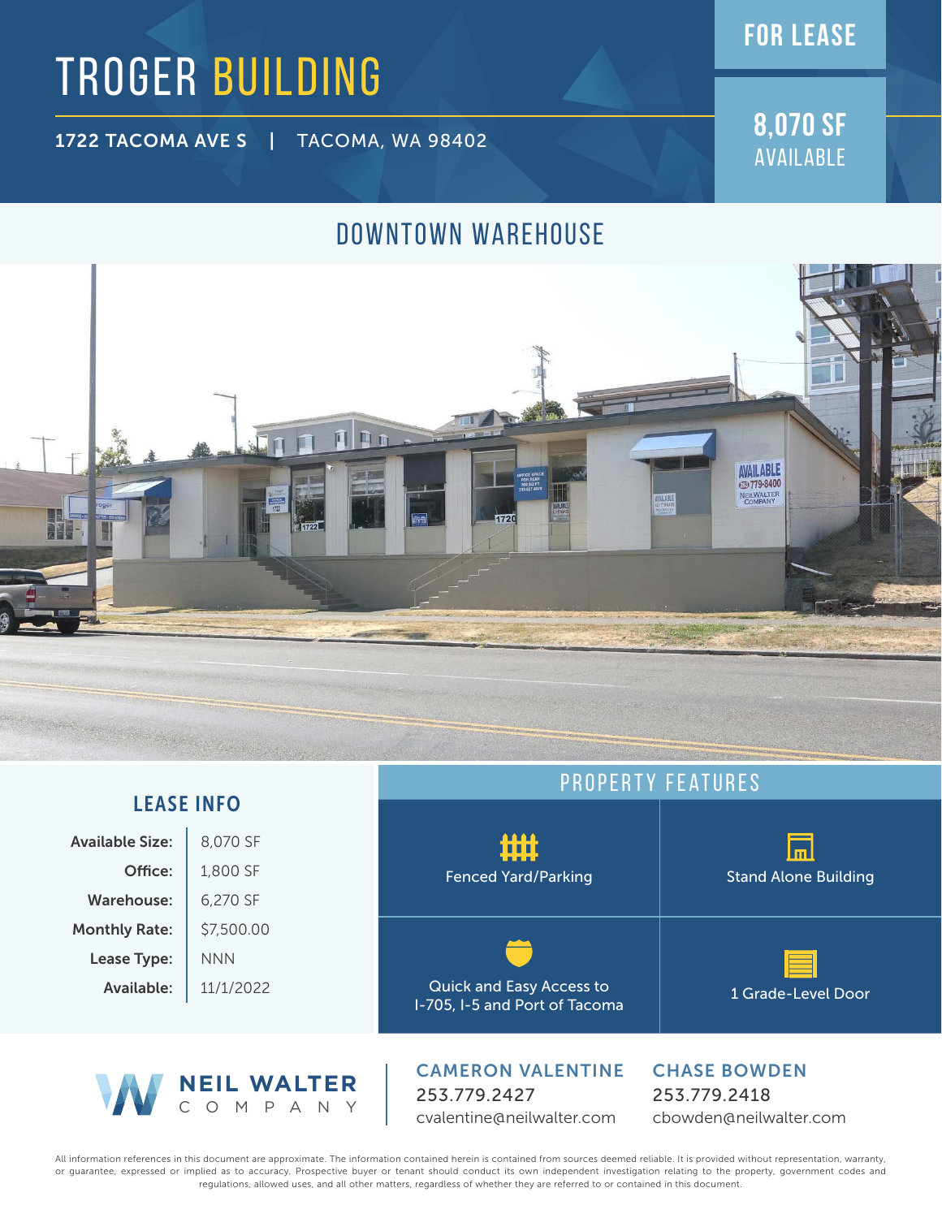# TROGER BUILDING

**FOR LEASE**

**8,070 SF**
AVAILABLE

1722 TACOMA AVE S | TACOMA, WA 98402

## DOWNTOWN WAREHOUSE

### LEASE INFO

| | |
|---|---|
| **Available Size:** | 8,070 SF |
| **Office:** | 1,800 SF |
| **Warehouse:** | 6,270 SF |
| **Monthly Rate:** | $7,500.00 |
| **Lease Type:** | NNN |
| **Available:** | 11/1/2022 |

### PROPERTY FEATURES

- Fenced Yard/Parking
- Stand Alone Building
- Quick and Easy Access to I-705, I-5 and Port of Tacoma
- 1 Grade-Level Door

**NEIL WALTER COMPANY**

**CAMERON VALENTINE**
253.779.2427
cvalentine@neilwalter.com

**CHASE BOWDEN**
253.779.2418
cbowden@neilwalter.com

All information references in this document are approximate. The information contained herein is contained from sources deemed reliable. It is provided without representation, warranty, or guarantee, expressed or implied as to accuracy. Prospective buyer or tenant should conduct its own independent investigation relating to the property, government codes and regulations, allowed uses, and all other matters, regardless of whether they are referred to or contained in this document.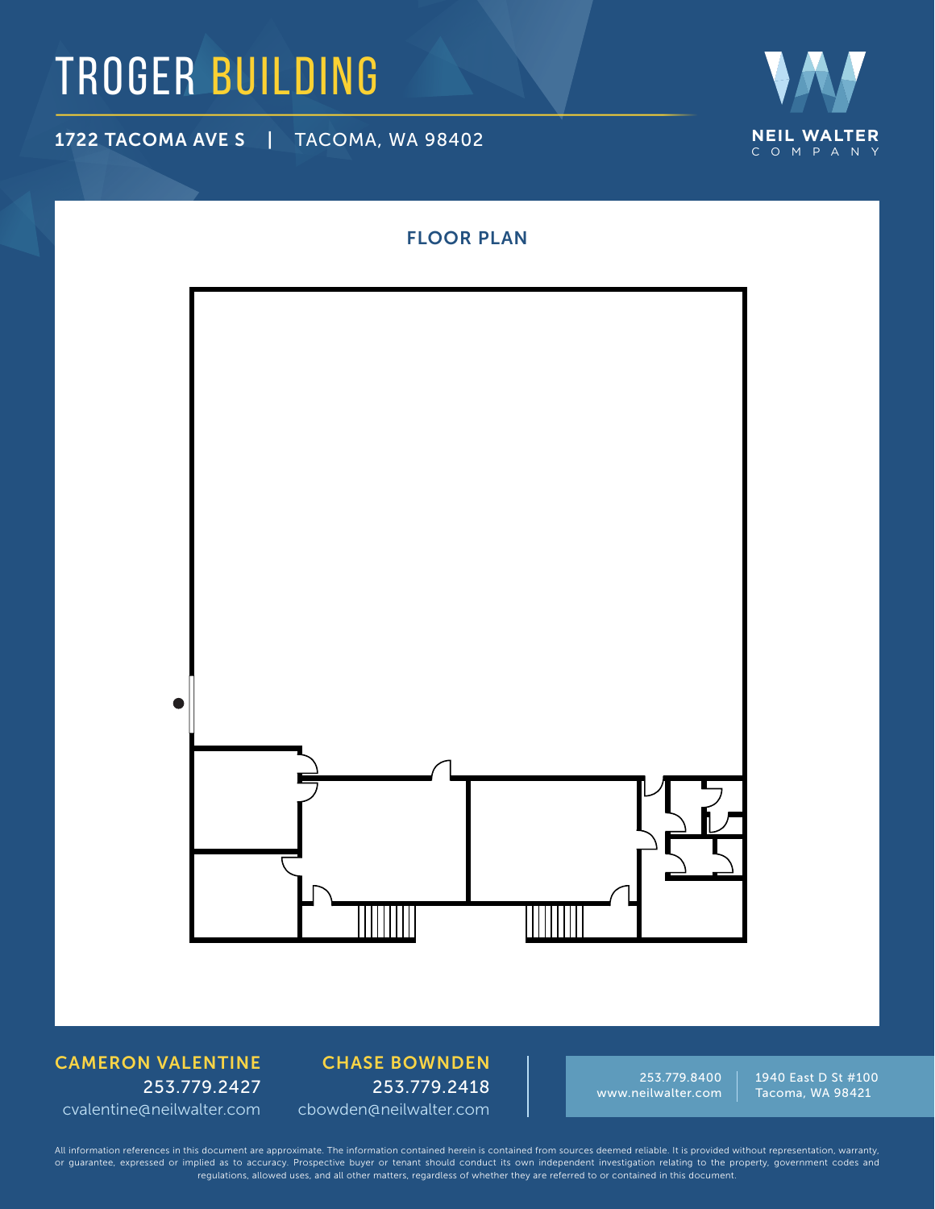# TROGER BUILDING

1722 TACOMA AVE S | TACOMA, WA 98402

NEIL WALTER COMPANY

## FLOOR PLAN

**CAMERON VALENTINE**
253.779.2427
cvalentine@neilwalter.com

**CHASE BOWNDEN**
253.779.2418
cbowden@neilwalter.com

253.779.8400
www.neilwalter.com

1940 East D St #100
Tacoma, WA 98421

All information references in this document are approximate. The information contained herein is contained from sources deemed reliable. It is provided without representation, warranty, or guarantee, expressed or implied as to accuracy. Prospective buyer or tenant should conduct its own independent investigation relating to the property, government codes and regulations, allowed uses, and all other matters, regardless of whether they are referred to or contained in this document.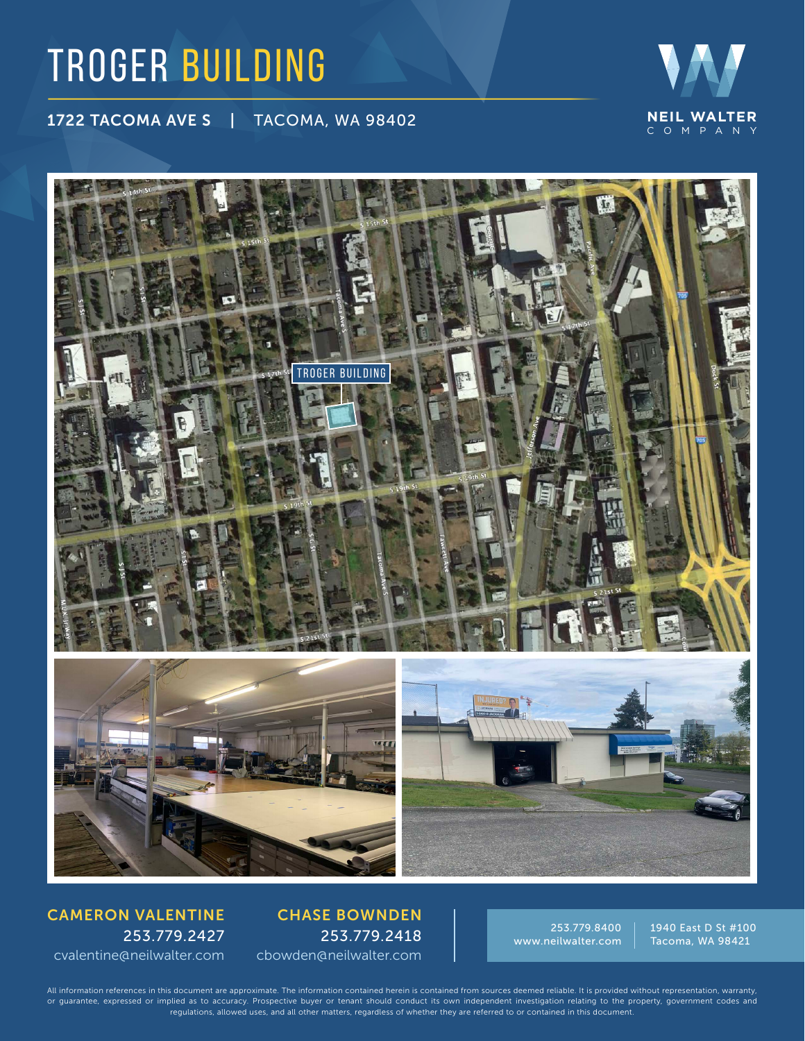# TROGER BUILDING

**1722 TACOMA AVE S | TACOMA, WA 98402**

NEIL WALTER COMPANY

TROGER BUILDING

**CAMERON VALENTINE**
253.779.2427
cvalentine@neilwalter.com

**CHASE BOWNDEN**
253.779.2418
cbowden@neilwalter.com

253.779.8400
www.neilwalter.com

1940 East D St #100
Tacoma, WA 98421

All information references in this document are approximate. The information contained herein is contained from sources deemed reliable. It is provided without representation, warranty, or guarantee, expressed or implied as to accuracy. Prospective buyer or tenant should conduct its own independent investigation relating to the property, government codes and regulations, allowed uses, and all other matters, regardless of whether they are referred to or contained in this document.